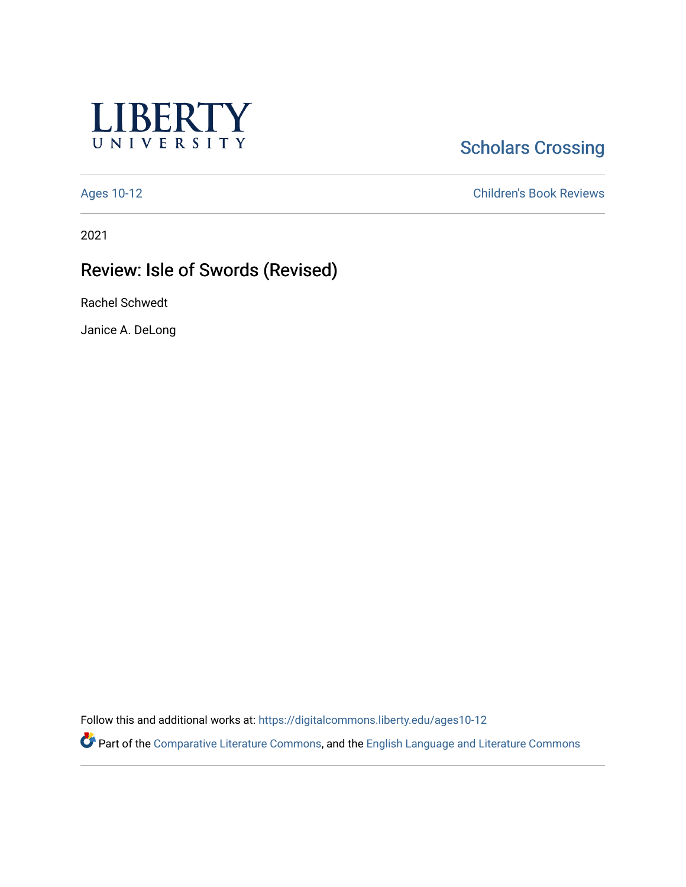Liberty University

Scholars Crossing

Ages 10-12 | Children's Book Reviews

2021

# Review: Isle of Swords (Revised)

Rachel Schwedt

Janice A. DeLong

Follow this and additional works at: https://digitalcommons.liberty.edu/ages10-12

Part of the Comparative Literature Commons, and the English Language and Literature Commons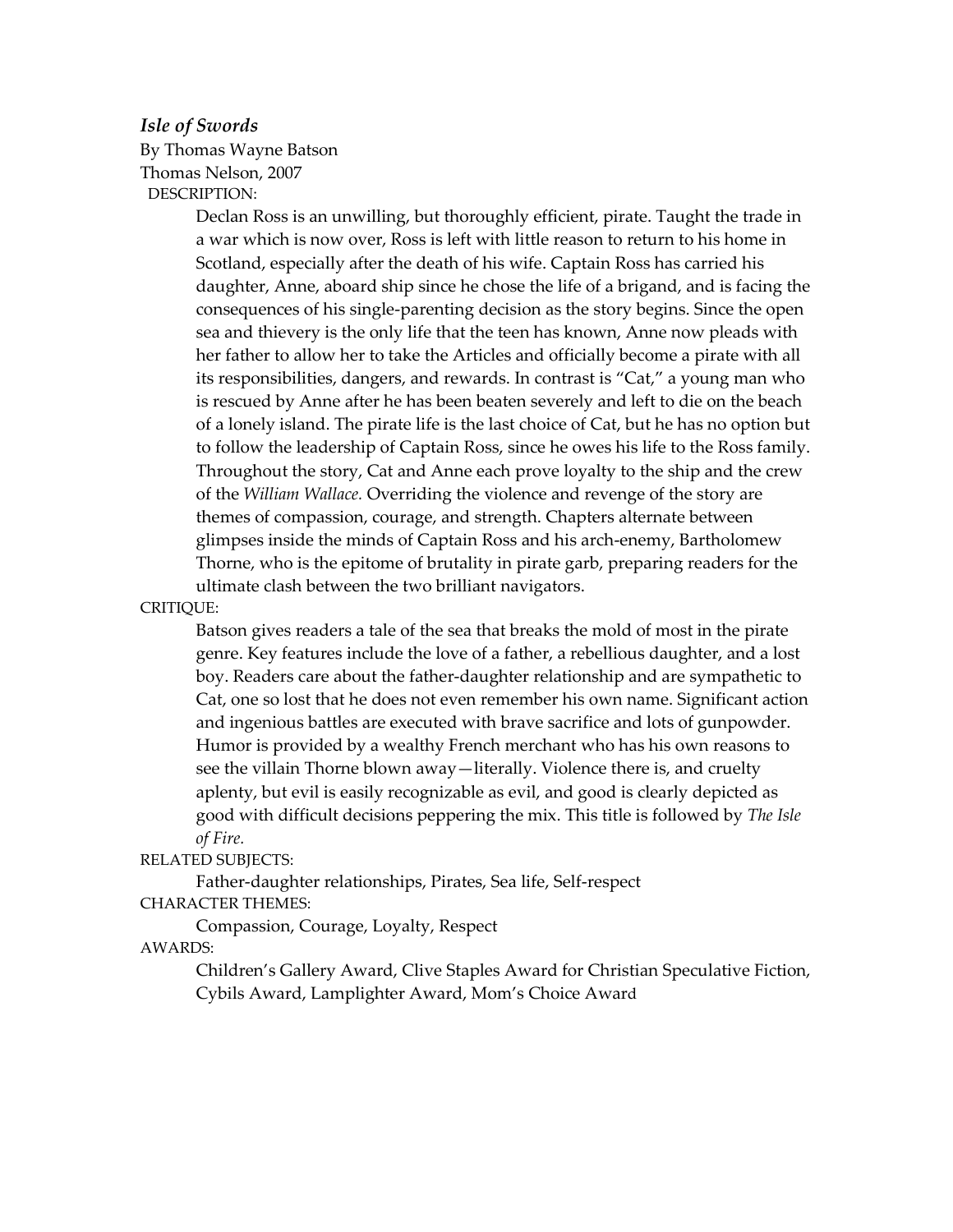***Isle of Swords***

By Thomas Wayne Batson

Thomas Nelson, 2007

DESCRIPTION:

Declan Ross is an unwilling, but thoroughly efficient, pirate. Taught the trade in a war which is now over, Ross is left with little reason to return to his home in Scotland, especially after the death of his wife. Captain Ross has carried his daughter, Anne, aboard ship since he chose the life of a brigand, and is facing the consequences of his single-parenting decision as the story begins. Since the open sea and thievery is the only life that the teen has known, Anne now pleads with her father to allow her to take the Articles and officially become a pirate with all its responsibilities, dangers, and rewards. In contrast is "Cat," a young man who is rescued by Anne after he has been beaten severely and left to die on the beach of a lonely island. The pirate life is the last choice of Cat, but he has no option but to follow the leadership of Captain Ross, since he owes his life to the Ross family. Throughout the story, Cat and Anne each prove loyalty to the ship and the crew of the *William Wallace.* Overriding the violence and revenge of the story are themes of compassion, courage, and strength. Chapters alternate between glimpses inside the minds of Captain Ross and his arch-enemy, Bartholomew Thorne, who is the epitome of brutality in pirate garb, preparing readers for the ultimate clash between the two brilliant navigators.

CRITIQUE:

Batson gives readers a tale of the sea that breaks the mold of most in the pirate genre. Key features include the love of a father, a rebellious daughter, and a lost boy. Readers care about the father-daughter relationship and are sympathetic to Cat, one so lost that he does not even remember his own name. Significant action and ingenious battles are executed with brave sacrifice and lots of gunpowder. Humor is provided by a wealthy French merchant who has his own reasons to see the villain Thorne blown away—literally. Violence there is, and cruelty aplenty, but evil is easily recognizable as evil, and good is clearly depicted as good with difficult decisions peppering the mix. This title is followed by *The Isle of Fire.*

RELATED SUBJECTS:

Father-daughter relationships, Pirates, Sea life, Self-respect

CHARACTER THEMES:

Compassion, Courage, Loyalty, Respect

AWARDS:

Children's Gallery Award, Clive Staples Award for Christian Speculative Fiction, Cybils Award, Lamplighter Award, Mom's Choice Award